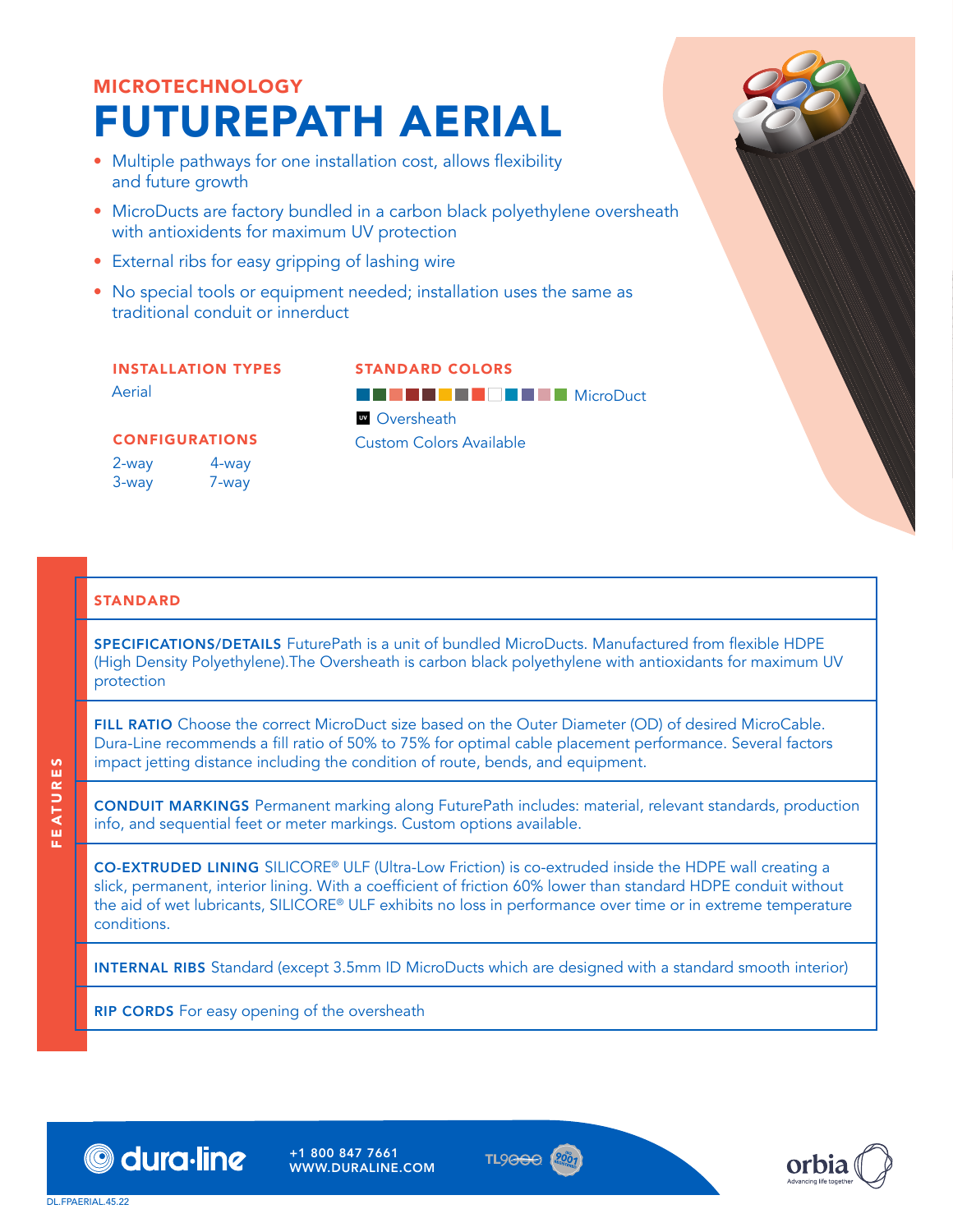MICROTECHNOLOGY

# FUTUREPATH AERIAL

- Multiple pathways for one installation cost, allows flexibility and future growth
- MicroDucts are factory bundled in a carbon black polyethylene oversheath with antioxidents for maximum UV protection
- External ribs for easy gripping of lashing wire
- No special tools or equipment needed; installation uses the same as traditional conduit or innerduct

### INSTALLATION TYPES

Aerial

### CONFIGURATIONS

2-way
3-way
4-way
7-way

### STANDARD COLORS

MicroDuct

UV Oversheath

Custom Colors Available

## FEATURES

### STANDARD

**SPECIFICATIONS/DETAILS** FuturePath is a unit of bundled MicroDucts. Manufactured from flexible HDPE (High Density Polyethylene).The Oversheath is carbon black polyethylene with antioxidants for maximum UV protection

**FILL RATIO** Choose the correct MicroDuct size based on the Outer Diameter (OD) of desired MicroCable. Dura-Line recommends a fill ratio of 50% to 75% for optimal cable placement performance. Several factors impact jetting distance including the condition of route, bends, and equipment.

**CONDUIT MARKINGS** Permanent marking along FuturePath includes: material, relevant standards, production info, and sequential feet or meter markings. Custom options available.

**CO-EXTRUDED LINING** SILICORE® ULF (Ultra-Low Friction) is co-extruded inside the HDPE wall creating a slick, permanent, interior lining. With a coefficient of friction 60% lower than standard HDPE conduit without the aid of wet lubricants, SILICORE® ULF exhibits no loss in performance over time or in extreme temperature conditions.

**INTERNAL RIBS** Standard (except 3.5mm ID MicroDucts which are designed with a standard smooth interior)

**RIP CORDS** For easy opening of the oversheath

dura·line +1 800 847 7661 WWW.DURALINE.COM

orbia Advancing life together

DL.FPAERIAL.45.22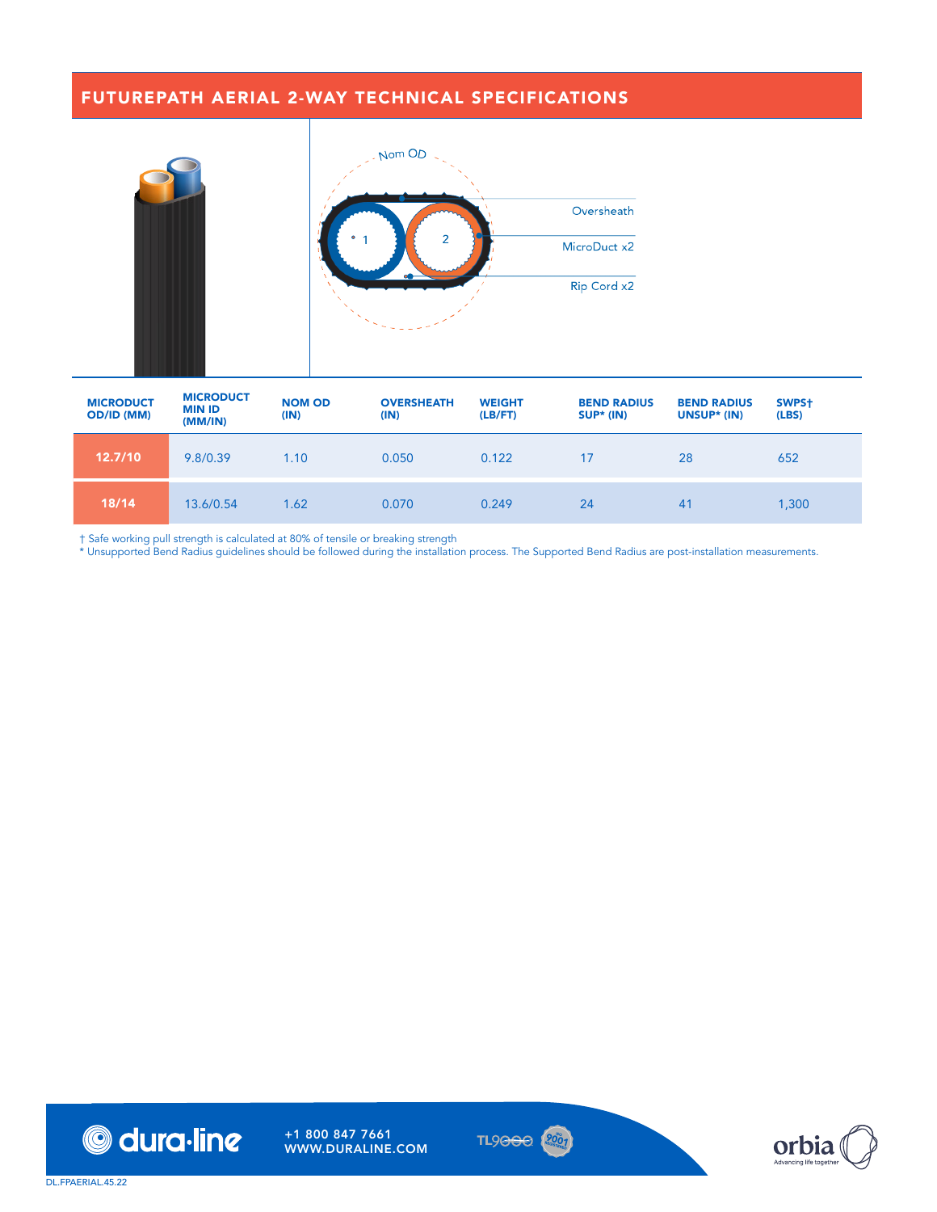## FUTUREPATH AERIAL 2-WAY TECHNICAL SPECIFICATIONS

Nom OD

Oversheath

MicroDuct x2

Rip Cord x2

| MICRODUCT OD/ID (MM) | MICRODUCT MIN ID (MM/IN) | NOM OD (IN) | OVERSHEATH (IN) | WEIGHT (LB/FT) | BEND RADIUS SUP* (IN) | BEND RADIUS UNSUP* (IN) | SWPS† (LBS) |
|---|---|---|---|---|---|---|---|
| 12.7/10 | 9.8/0.39 | 1.10 | 0.050 | 0.122 | 17 | 28 | 652 |
| 18/14 | 13.6/0.54 | 1.62 | 0.070 | 0.249 | 24 | 41 | 1,300 |

† Safe working pull strength is calculated at 80% of tensile or breaking strength

* Unsupported Bend Radius guidelines should be followed during the installation process. The Supported Bend Radius are post-installation measurements.

+1 800 847 7661
WWW.DURALINE.COM

DL.FPAERIAL.45.22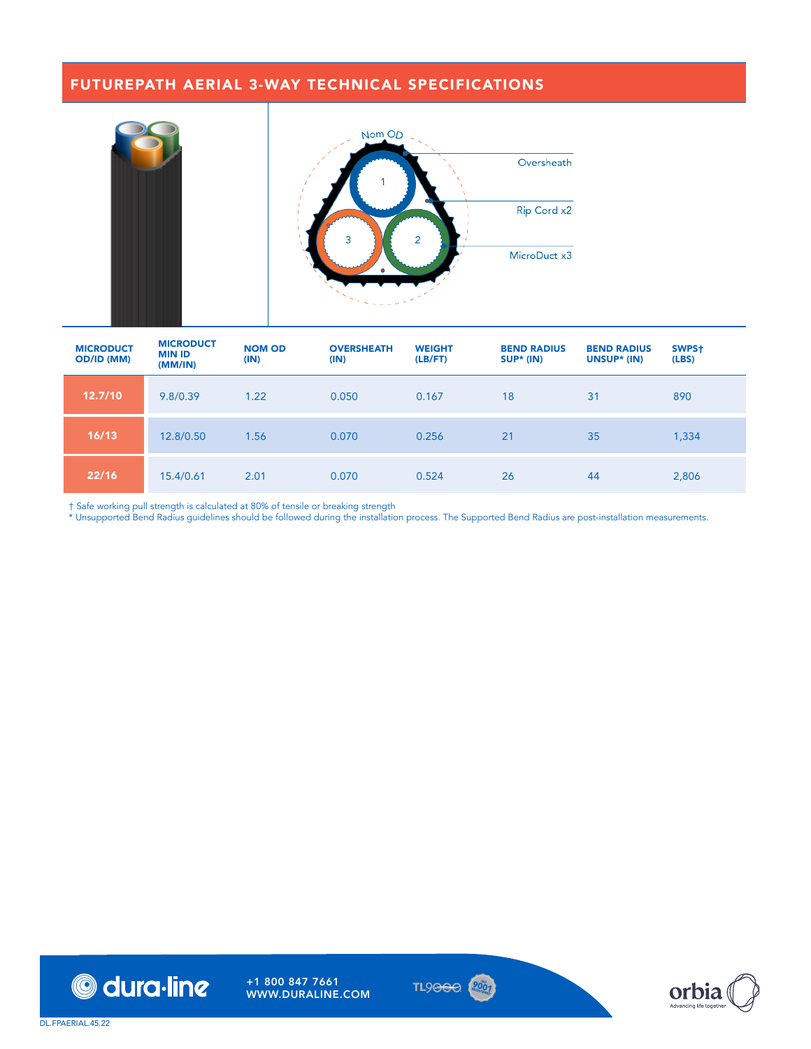## FUTUREPATH AERIAL 3-WAY TECHNICAL SPECIFICATIONS

Nom OD

Oversheath

Rip Cord x2

MicroDuct x3

| MICRODUCT OD/ID (MM) | MICRODUCT MIN ID (MM/IN) | NOM OD (IN) | OVERSHEATH (IN) | WEIGHT (LB/FT) | BEND RADIUS SUP* (IN) | BEND RADIUS UNSUP* (IN) | SWPS† (LBS) |
|---|---|---|---|---|---|---|---|
| 12.7/10 | 9.8/0.39 | 1.22 | 0.050 | 0.167 | 18 | 31 | 890 |
| 16/13 | 12.8/0.50 | 1.56 | 0.070 | 0.256 | 21 | 35 | 1,334 |
| 22/16 | 15.4/0.61 | 2.01 | 0.070 | 0.524 | 26 | 44 | 2,806 |

† Safe working pull strength is calculated at 80% of tensile or breaking strength

* Unsupported Bend Radius guidelines should be followed during the installation process. The Supported Bend Radius are post-installation measurements.

+1 800 847 7661
WWW.DURALINE.COM

DL.FPAERIAL.45.22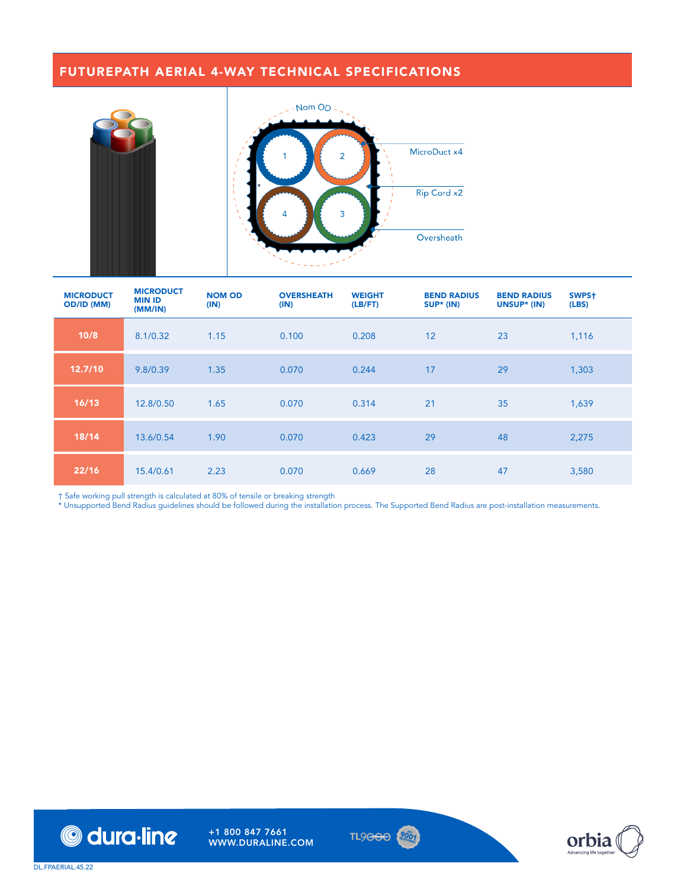## FUTUREPATH AERIAL 4-WAY TECHNICAL SPECIFICATIONS

Nom OD

MicroDuct x4

Rip Cord x2

Oversheath

| MICRODUCT OD/ID (MM) | MICRODUCT MIN ID (MM/IN) | NOM OD (IN) | OVERSHEATH (IN) | WEIGHT (LB/FT) | BEND RADIUS SUP* (IN) | BEND RADIUS UNSUP* (IN) | SWPS† (LBS) |
|---|---|---|---|---|---|---|---|
| 10/8 | 8.1/0.32 | 1.15 | 0.100 | 0.208 | 12 | 23 | 1,116 |
| 12.7/10 | 9.8/0.39 | 1.35 | 0.070 | 0.244 | 17 | 29 | 1,303 |
| 16/13 | 12.8/0.50 | 1.65 | 0.070 | 0.314 | 21 | 35 | 1,639 |
| 18/14 | 13.6/0.54 | 1.90 | 0.070 | 0.423 | 29 | 48 | 2,275 |
| 22/16 | 15.4/0.61 | 2.23 | 0.070 | 0.669 | 28 | 47 | 3,580 |

† Safe working pull strength is calculated at 80% of tensile or breaking strength

* Unsupported Bend Radius guidelines should be followed during the installation process. The Supported Bend Radius are post-installation measurements.

dura·line

+1 800 847 7661
WWW.DURALINE.COM

orbia
Advancing life together

DL.FPAERIAL.45.22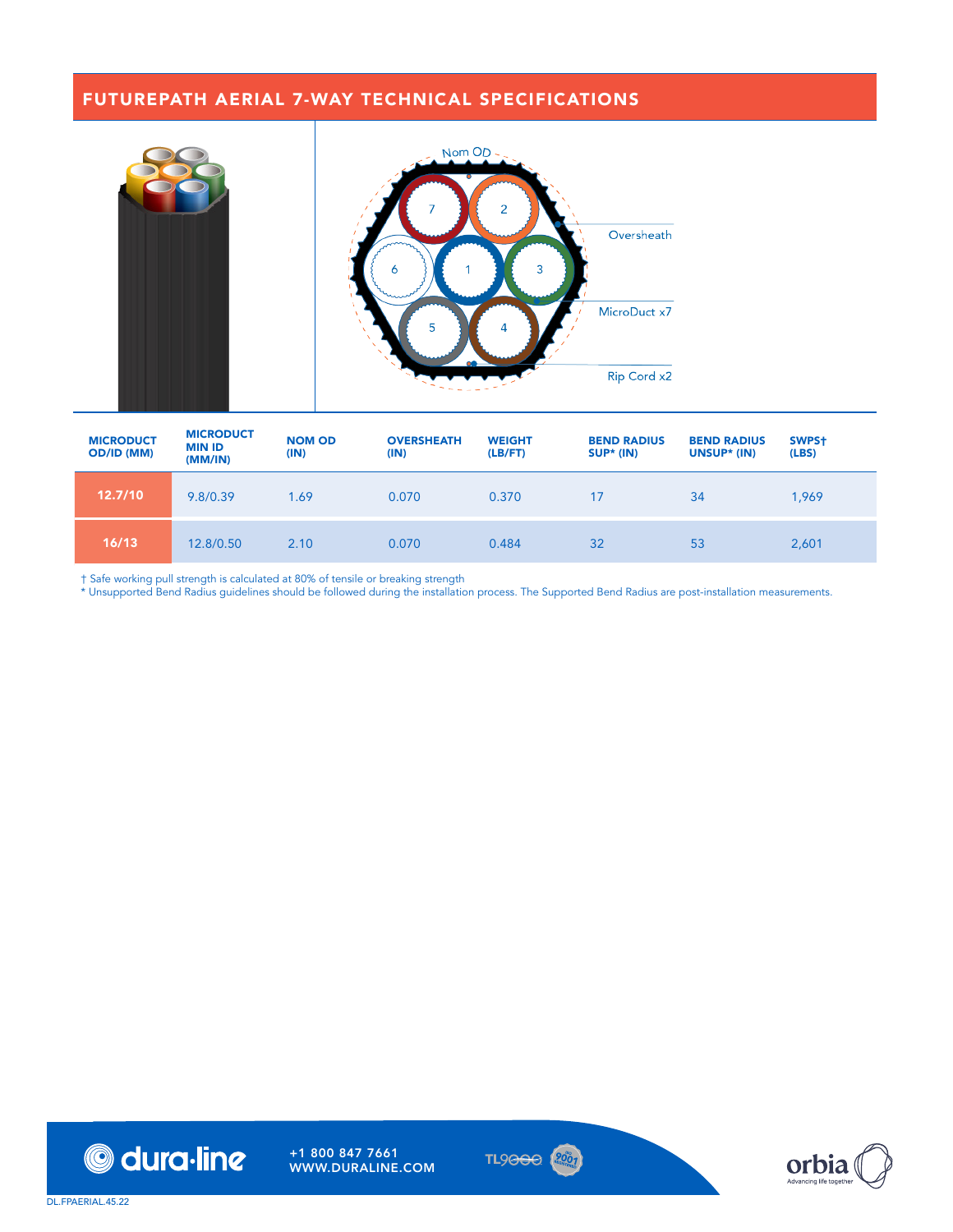## FUTUREPATH AERIAL 7-WAY TECHNICAL SPECIFICATIONS

Nom OD

Oversheath

MicroDuct x7

Rip Cord x2

| MICRODUCT OD/ID (MM) | MICRODUCT MIN ID (MM/IN) | NOM OD (IN) | OVERSHEATH (IN) | WEIGHT (LB/FT) | BEND RADIUS SUP* (IN) | BEND RADIUS UNSUP* (IN) | SWPS† (LBS) |
|---|---|---|---|---|---|---|---|
| 12.7/10 | 9.8/0.39 | 1.69 | 0.070 | 0.370 | 17 | 34 | 1,969 |
| 16/13 | 12.8/0.50 | 2.10 | 0.070 | 0.484 | 32 | 53 | 2,601 |

† Safe working pull strength is calculated at 80% of tensile or breaking strength

* Unsupported Bend Radius guidelines should be followed during the installation process. The Supported Bend Radius are post-installation measurements.

dura·line

+1 800 847 7661
WWW.DURALINE.COM

TL9000 ISO 9001

orbia
Advancing life together

DL.FPAERIAL.45.22